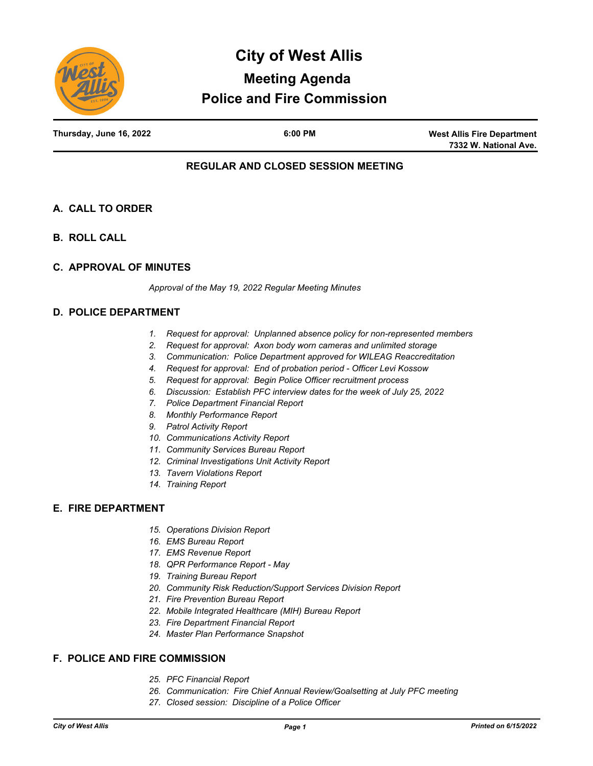# City of West Allis

## Meeting Agenda

## Police and Fire Commission

**Thursday, June 16, 2022** | **6:00 PM** | **West Allis Fire Department 7332 W. National Ave.**

### REGULAR AND CLOSED SESSION MEETING

## A. CALL TO ORDER

## B. ROLL CALL

## C. APPROVAL OF MINUTES

*Approval of the May 19, 2022 Regular Meeting Minutes*

## D. POLICE DEPARTMENT

1. *Request for approval: Unplanned absence policy for non-represented members*
2. *Request for approval: Axon body worn cameras and unlimited storage*
3. *Communication: Police Department approved for WILEAG Reaccreditation*
4. *Request for approval: End of probation period - Officer Levi Kossow*
5. *Request for approval: Begin Police Officer recruitment process*
6. *Discussion: Establish PFC interview dates for the week of July 25, 2022*
7. *Police Department Financial Report*
8. *Monthly Performance Report*
9. *Patrol Activity Report*
10. *Communications Activity Report*
11. *Community Services Bureau Report*
12. *Criminal Investigations Unit Activity Report*
13. *Tavern Violations Report*
14. *Training Report*

## E. FIRE DEPARTMENT

15. *Operations Division Report*
16. *EMS Bureau Report*
17. *EMS Revenue Report*
18. *QPR Performance Report - May*
19. *Training Bureau Report*
20. *Community Risk Reduction/Support Services Division Report*
21. *Fire Prevention Bureau Report*
22. *Mobile Integrated Healthcare (MIH) Bureau Report*
23. *Fire Department Financial Report*
24. *Master Plan Performance Snapshot*

## F. POLICE AND FIRE COMMISSION

25. *PFC Financial Report*
26. *Communication: Fire Chief Annual Review/Goalsetting at July PFC meeting*
27. *Closed session: Discipline of a Police Officer*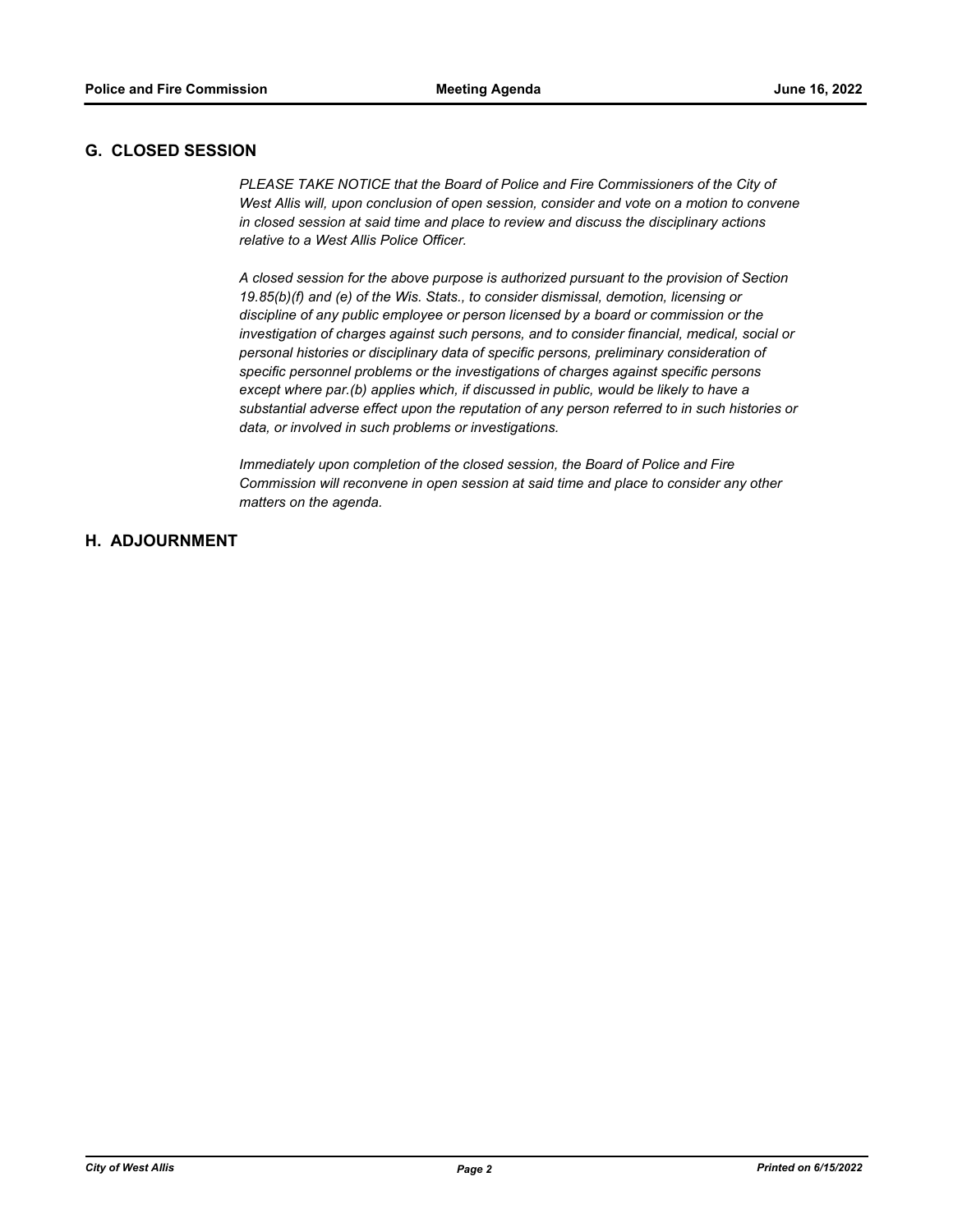## G. CLOSED SESSION

*PLEASE TAKE NOTICE that the Board of Police and Fire Commissioners of the City of West Allis will, upon conclusion of open session, consider and vote on a motion to convene in closed session at said time and place to review and discuss the disciplinary actions relative to a West Allis Police Officer.*

*A closed session for the above purpose is authorized pursuant to the provision of Section 19.85(b)(f) and (e) of the Wis. Stats., to consider dismissal, demotion, licensing or discipline of any public employee or person licensed by a board or commission or the investigation of charges against such persons, and to consider financial, medical, social or personal histories or disciplinary data of specific persons, preliminary consideration of specific personnel problems or the investigations of charges against specific persons except where par.(b) applies which, if discussed in public, would be likely to have a substantial adverse effect upon the reputation of any person referred to in such histories or data, or involved in such problems or investigations.*

*Immediately upon completion of the closed session, the Board of Police and Fire Commission will reconvene in open session at said time and place to consider any other matters on the agenda.*

## H. ADJOURNMENT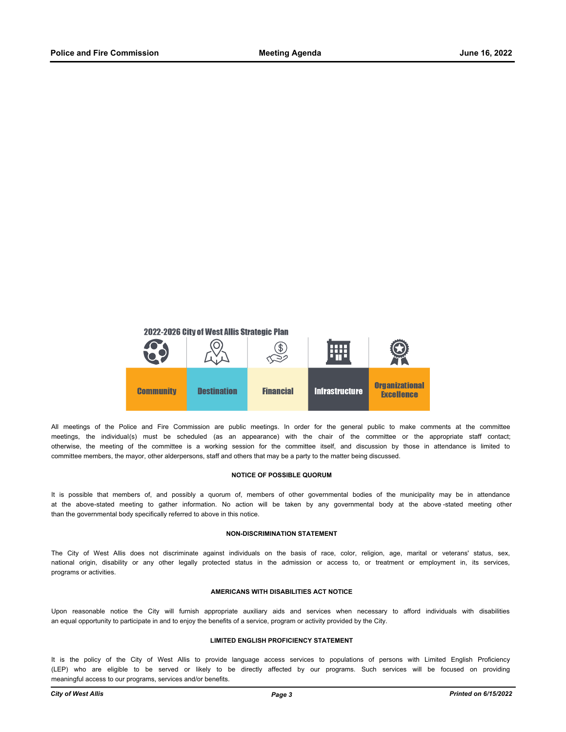2022-2026 City of West Allis Strategic Plan

Community

Destination

Financial

Infrastructure

Organizational Excellence

All meetings of the Police and Fire Commission are public meetings. In order for the general public to make comments at the committee meetings, the individual(s) must be scheduled (as an appearance) with the chair of the committee or the appropriate staff contact; otherwise, the meeting of the committee is a working session for the committee itself, and discussion by those in attendance is limited to committee members, the mayor, other alderpersons, staff and others that may be a party to the matter being discussed.

**NOTICE OF POSSIBLE QUORUM**

It is possible that members of, and possibly a quorum of, members of other governmental bodies of the municipality may be in attendance at the above-stated meeting to gather information. No action will be taken by any governmental body at the above-stated meeting other than the governmental body specifically referred to above in this notice.

**NON-DISCRIMINATION STATEMENT**

The City of West Allis does not discriminate against individuals on the basis of race, color, religion, age, marital or veterans' status, sex, national origin, disability or any other legally protected status in the admission or access to, or treatment or employment in, its services, programs or activities.

**AMERICANS WITH DISABILITIES ACT NOTICE**

Upon reasonable notice the City will furnish appropriate auxiliary aids and services when necessary to afford individuals with disabilities an equal opportunity to participate in and to enjoy the benefits of a service, program or activity provided by the City.

**LIMITED ENGLISH PROFICIENCY STATEMENT**

It is the policy of the City of West Allis to provide language access services to populations of persons with Limited English Proficiency (LEP) who are eligible to be served or likely to be directly affected by our programs. Such services will be focused on providing meaningful access to our programs, services and/or benefits.